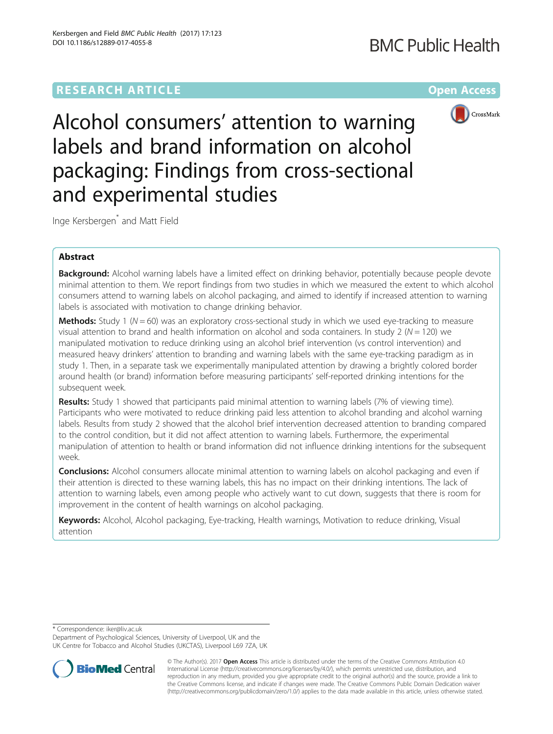RESEARCH ARTICLE

Open Access

# Alcohol consumers' attention to warning labels and brand information on alcohol packaging: Findings from cross-sectional and experimental studies

Inge Kersbergen* and Matt Field

## Abstract

**Background:** Alcohol warning labels have a limited effect on drinking behavior, potentially because people devote minimal attention to them. We report findings from two studies in which we measured the extent to which alcohol consumers attend to warning labels on alcohol packaging, and aimed to identify if increased attention to warning labels is associated with motivation to change drinking behavior.

**Methods:** Study 1 (*N* = 60) was an exploratory cross-sectional study in which we used eye-tracking to measure visual attention to brand and health information on alcohol and soda containers. In study 2 (*N* = 120) we manipulated motivation to reduce drinking using an alcohol brief intervention (vs control intervention) and measured heavy drinkers' attention to branding and warning labels with the same eye-tracking paradigm as in study 1. Then, in a separate task we experimentally manipulated attention by drawing a brightly colored border around health (or brand) information before measuring participants' self-reported drinking intentions for the subsequent week.

**Results:** Study 1 showed that participants paid minimal attention to warning labels (7% of viewing time). Participants who were motivated to reduce drinking paid less attention to alcohol branding and alcohol warning labels. Results from study 2 showed that the alcohol brief intervention decreased attention to branding compared to the control condition, but it did not affect attention to warning labels. Furthermore, the experimental manipulation of attention to health or brand information did not influence drinking intentions for the subsequent week.

**Conclusions:** Alcohol consumers allocate minimal attention to warning labels on alcohol packaging and even if their attention is directed to these warning labels, this has no impact on their drinking intentions. The lack of attention to warning labels, even among people who actively want to cut down, suggests that there is room for improvement in the content of health warnings on alcohol packaging.

**Keywords:** Alcohol, Alcohol packaging, Eye-tracking, Health warnings, Motivation to reduce drinking, Visual attention

---

* Correspondence: iker@liv.ac.uk
Department of Psychological Sciences, University of Liverpool, UK and the UK Centre for Tobacco and Alcohol Studies (UKCTAS), Liverpool L69 7ZA, UK

© The Author(s). 2017 **Open Access** This article is distributed under the terms of the Creative Commons Attribution 4.0 International License (http://creativecommons.org/licenses/by/4.0/), which permits unrestricted use, distribution, and reproduction in any medium, provided you give appropriate credit to the original author(s) and the source, provide a link to the Creative Commons license, and indicate if changes were made. The Creative Commons Public Domain Dedication waiver (http://creativecommons.org/publicdomain/zero/1.0/) applies to the data made available in this article, unless otherwise stated.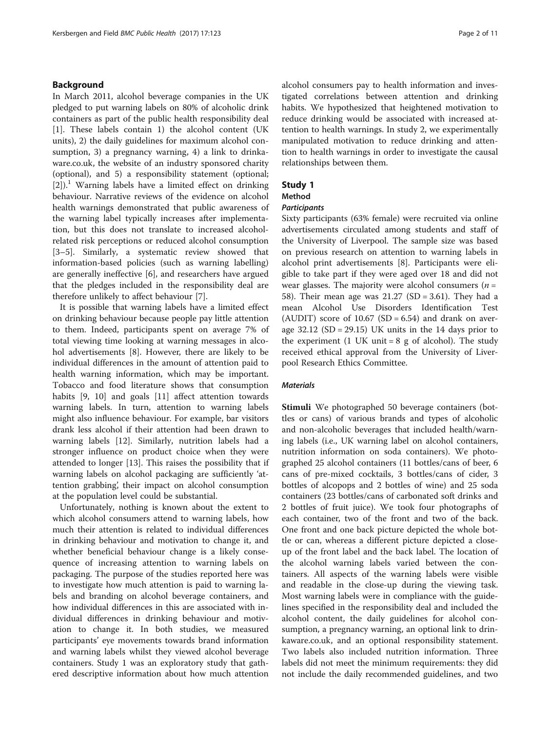## Background

In March 2011, alcohol beverage companies in the UK pledged to put warning labels on 80% of alcoholic drink containers as part of the public health responsibility deal [1]. These labels contain 1) the alcohol content (UK units), 2) the daily guidelines for maximum alcohol consumption, 3) a pregnancy warning, 4) a link to drinkaware.co.uk, the website of an industry sponsored charity (optional), and 5) a responsibility statement (optional; [2]).[1] Warning labels have a limited effect on drinking behaviour. Narrative reviews of the evidence on alcohol health warnings demonstrated that public awareness of the warning label typically increases after implementation, but this does not translate to increased alcohol-related risk perceptions or reduced alcohol consumption [3–5]. Similarly, a systematic review showed that information-based policies (such as warning labelling) are generally ineffective [6], and researchers have argued that the pledges included in the responsibility deal are therefore unlikely to affect behaviour [7].

It is possible that warning labels have a limited effect on drinking behaviour because people pay little attention to them. Indeed, participants spent on average 7% of total viewing time looking at warning messages in alcohol advertisements [8]. However, there are likely to be individual differences in the amount of attention paid to health warning information, which may be important. Tobacco and food literature shows that consumption habits [9, 10] and goals [11] affect attention towards warning labels. In turn, attention to warning labels might also influence behaviour. For example, bar visitors drank less alcohol if their attention had been drawn to warning labels [12]. Similarly, nutrition labels had a stronger influence on product choice when they were attended to longer [13]. This raises the possibility that if warning labels on alcohol packaging are sufficiently 'attention grabbing', their impact on alcohol consumption at the population level could be substantial.

Unfortunately, nothing is known about the extent to which alcohol consumers attend to warning labels, how much their attention is related to individual differences in drinking behaviour and motivation to change it, and whether beneficial behaviour change is a likely consequence of increasing attention to warning labels on packaging. The purpose of the studies reported here was to investigate how much attention is paid to warning labels and branding on alcohol beverage containers, and how individual differences in this are associated with individual differences in drinking behaviour and motivation to change it. In both studies, we measured participants' eye movements towards brand information and warning labels whilst they viewed alcohol beverage containers. Study 1 was an exploratory study that gathered descriptive information about how much attention alcohol consumers pay to health information and investigated correlations between attention and drinking habits. We hypothesized that heightened motivation to reduce drinking would be associated with increased attention to health warnings. In study 2, we experimentally manipulated motivation to reduce drinking and attention to health warnings in order to investigate the causal relationships between them.

## Study 1

### Method

#### *Participants*

Sixty participants (63% female) were recruited via online advertisements circulated among students and staff of the University of Liverpool. The sample size was based on previous research on attention to warning labels in alcohol print advertisements [8]. Participants were eligible to take part if they were aged over 18 and did not wear glasses. The majority were alcohol consumers ($n$ = 58). Their mean age was 21.27 (SD = 3.61). They had a mean Alcohol Use Disorders Identification Test (AUDIT) score of 10.67 (SD = 6.54) and drank on average 32.12 (SD = 29.15) UK units in the 14 days prior to the experiment (1 UK unit = 8 g of alcohol). The study received ethical approval from the University of Liverpool Research Ethics Committee.

#### *Materials*

**Stimuli** We photographed 50 beverage containers (bottles or cans) of various brands and types of alcoholic and non-alcoholic beverages that included health/warning labels (i.e., UK warning label on alcohol containers, nutrition information on soda containers). We photographed 25 alcohol containers (11 bottles/cans of beer, 6 cans of pre-mixed cocktails, 3 bottles/cans of cider, 3 bottles of alcopops and 2 bottles of wine) and 25 soda containers (23 bottles/cans of carbonated soft drinks and 2 bottles of fruit juice). We took four photographs of each container, two of the front and two of the back. One front and one back picture depicted the whole bottle or can, whereas a different picture depicted a close-up of the front label and the back label. The location of the alcohol warning labels varied between the containers. All aspects of the warning labels were visible and readable in the close-up during the viewing task. Most warning labels were in compliance with the guidelines specified in the responsibility deal and included the alcohol content, the daily guidelines for alcohol consumption, a pregnancy warning, an optional link to drinkaware.co.uk, and an optional responsibility statement. Two labels also included nutrition information. Three labels did not meet the minimum requirements: they did not include the daily recommended guidelines, and two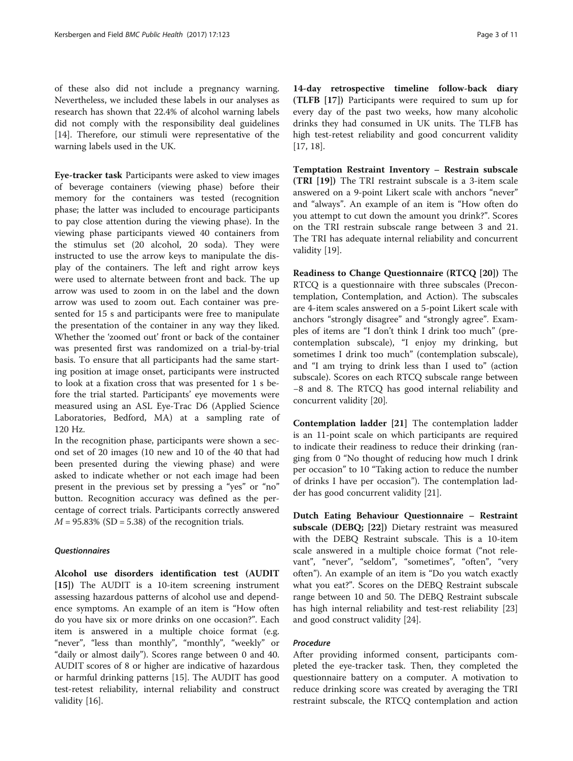of these also did not include a pregnancy warning. Nevertheless, we included these labels in our analyses as research has shown that 22.4% of alcohol warning labels did not comply with the responsibility deal guidelines [14]. Therefore, our stimuli were representative of the warning labels used in the UK.

**Eye-tracker task** Participants were asked to view images of beverage containers (viewing phase) before their memory for the containers was tested (recognition phase; the latter was included to encourage participants to pay close attention during the viewing phase). In the viewing phase participants viewed 40 containers from the stimulus set (20 alcohol, 20 soda). They were instructed to use the arrow keys to manipulate the display of the containers. The left and right arrow keys were used to alternate between front and back. The up arrow was used to zoom in on the label and the down arrow was used to zoom out. Each container was presented for 15 s and participants were free to manipulate the presentation of the container in any way they liked. Whether the 'zoomed out' front or back of the container was presented first was randomized on a trial-by-trial basis. To ensure that all participants had the same starting position at image onset, participants were instructed to look at a fixation cross that was presented for 1 s before the trial started. Participants' eye movements were measured using an ASL Eye-Trac D6 (Applied Science Laboratories, Bedford, MA) at a sampling rate of 120 Hz.

In the recognition phase, participants were shown a second set of 20 images (10 new and 10 of the 40 that had been presented during the viewing phase) and were asked to indicate whether or not each image had been present in the previous set by pressing a "yes" or "no" button. Recognition accuracy was defined as the percentage of correct trials. Participants correctly answered $M = 95.83\%$ (SD = 5.38) of the recognition trials.

### *Questionnaires*

**Alcohol use disorders identification test (AUDIT [15])** The AUDIT is a 10-item screening instrument assessing hazardous patterns of alcohol use and dependence symptoms. An example of an item is "How often do you have six or more drinks on one occasion?". Each item is answered in a multiple choice format (e.g. "never", "less than monthly", "monthly", "weekly" or "daily or almost daily"). Scores range between 0 and 40. AUDIT scores of 8 or higher are indicative of hazardous or harmful drinking patterns [15]. The AUDIT has good test-retest reliability, internal reliability and construct validity [16].

**14-day retrospective timeline follow-back diary (TLFB [17])** Participants were required to sum up for every day of the past two weeks, how many alcoholic drinks they had consumed in UK units. The TLFB has high test-retest reliability and good concurrent validity [17, 18].

**Temptation Restraint Inventory – Restrain subscale (TRI [19])** The TRI restraint subscale is a 3-item scale answered on a 9-point Likert scale with anchors "never" and "always". An example of an item is "How often do you attempt to cut down the amount you drink?". Scores on the TRI restrain subscale range between 3 and 21. The TRI has adequate internal reliability and concurrent validity [19].

**Readiness to Change Questionnaire (RTCQ [20])** The RTCQ is a questionnaire with three subscales (Precontemplation, Contemplation, and Action). The subscales are 4-item scales answered on a 5-point Likert scale with anchors "strongly disagree" and "strongly agree". Examples of items are "I don't think I drink too much" (precontemplation subscale), "I enjoy my drinking, but sometimes I drink too much" (contemplation subscale), and "I am trying to drink less than I used to" (action subscale). Scores on each RTCQ subscale range between −8 and 8. The RTCQ has good internal reliability and concurrent validity [20].

**Contemplation ladder [21]** The contemplation ladder is an 11-point scale on which participants are required to indicate their readiness to reduce their drinking (ranging from 0 "No thought of reducing how much I drink per occasion" to 10 "Taking action to reduce the number of drinks I have per occasion"). The contemplation ladder has good concurrent validity [21].

**Dutch Eating Behaviour Questionnaire – Restraint subscale (DEBQ; [22])** Dietary restraint was measured with the DEBQ Restraint subscale. This is a 10-item scale answered in a multiple choice format ("not relevant", "never", "seldom", "sometimes", "often", "very often"). An example of an item is "Do you watch exactly what you eat?". Scores on the DEBQ Restraint subscale range between 10 and 50. The DEBQ Restraint subscale has high internal reliability and test-rest reliability [23] and good construct validity [24].

### *Procedure*

After providing informed consent, participants completed the eye-tracker task. Then, they completed the questionnaire battery on a computer. A motivation to reduce drinking score was created by averaging the TRI restraint subscale, the RTCQ contemplation and action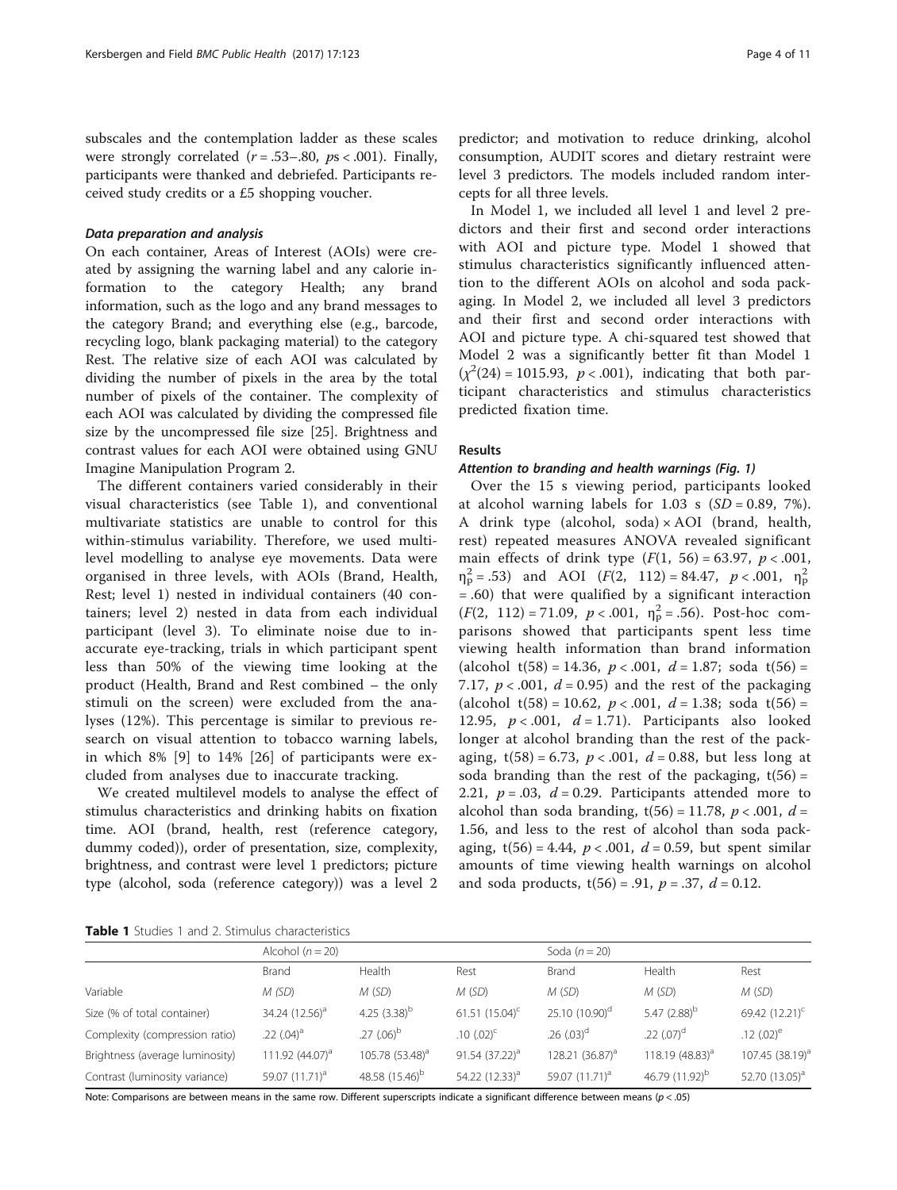subscales and the contemplation ladder as these scales were strongly correlated ($r = .53–.80$, $ps < .001$). Finally, participants were thanked and debriefed. Participants received study credits or a £5 shopping voucher.

#### *Data preparation and analysis*

On each container, Areas of Interest (AOIs) were created by assigning the warning label and any calorie information to the category Health; any brand information, such as the logo and any brand messages to the category Brand; and everything else (e.g., barcode, recycling logo, blank packaging material) to the category Rest. The relative size of each AOI was calculated by dividing the number of pixels in the area by the total number of pixels of the container. The complexity of each AOI was calculated by dividing the compressed file size by the uncompressed file size [25]. Brightness and contrast values for each AOI were obtained using GNU Imagine Manipulation Program 2.

The different containers varied considerably in their visual characteristics (see Table 1), and conventional multivariate statistics are unable to control for this within-stimulus variability. Therefore, we used multilevel modelling to analyse eye movements. Data were organised in three levels, with AOIs (Brand, Health, Rest; level 1) nested in individual containers (40 containers; level 2) nested in data from each individual participant (level 3). To eliminate noise due to inaccurate eye-tracking, trials in which participant spent less than 50% of the viewing time looking at the product (Health, Brand and Rest combined – the only stimuli on the screen) were excluded from the analyses (12%). This percentage is similar to previous research on visual attention to tobacco warning labels, in which 8% [9] to 14% [26] of participants were excluded from analyses due to inaccurate tracking.

We created multilevel models to analyse the effect of stimulus characteristics and drinking habits on fixation time. AOI (brand, health, rest (reference category, dummy coded)), order of presentation, size, complexity, brightness, and contrast were level 1 predictors; picture type (alcohol, soda (reference category)) was a level 2 predictor; and motivation to reduce drinking, alcohol consumption, AUDIT scores and dietary restraint were level 3 predictors. The models included random intercepts for all three levels.

In Model 1, we included all level 1 and level 2 predictors and their first and second order interactions with AOI and picture type. Model 1 showed that stimulus characteristics significantly influenced attention to the different AOIs on alcohol and soda packaging. In Model 2, we included all level 3 predictors and their first and second order interactions with AOI and picture type. A chi-squared test showed that Model 2 was a significantly better fit than Model 1 ($\chi^2(24) = 1015.93$, $p < .001$), indicating that both participant characteristics and stimulus characteristics predicted fixation time.

## Results

#### *Attention to branding and health warnings (Fig. 1)*

Over the 15 s viewing period, participants looked at alcohol warning labels for 1.03 s ($SD = 0.89$, 7%). A drink type (alcohol, soda) × AOI (brand, health, rest) repeated measures ANOVA revealed significant main effects of drink type ($F(1, 56) = 63.97$, $p < .001$, $\eta^2_p = .53$) and AOI ($F(2, 112) = 84.47$, $p < .001$, $\eta^2_p = .60$) that were qualified by a significant interaction ($F(2, 112) = 71.09$, $p < .001$, $\eta^2_p = .56$). Post-hoc comparisons showed that participants spent less time viewing health information than brand information (alcohol $t(58) = 14.36$, $p < .001$, $d = 1.87$; soda $t(56) = 7.17$, $p < .001$, $d = 0.95$) and the rest of the packaging (alcohol $t(58) = 10.62$, $p < .001$, $d = 1.38$; soda $t(56) = 12.95$, $p < .001$, $d = 1.71$). Participants also looked longer at alcohol branding than the rest of the packaging, $t(58) = 6.73$, $p < .001$, $d = 0.88$, but less long at soda branding than the rest of the packaging, $t(56) = 2.21$, $p = .03$, $d = 0.29$. Participants attended more to alcohol than soda branding, $t(56) = 11.78$, $p < .001$, $d = 1.56$, and less to the rest of alcohol than soda packaging, $t(56) = 4.44$, $p < .001$, $d = 0.59$, but spent similar amounts of time viewing health warnings on alcohol and soda products, $t(56) = .91$, $p = .37$, $d = 0.12$.

**Table 1** Studies 1 and 2. Stimulus characteristics

| | Alcohol ($n = 20$) | | | Soda ($n = 20$) | | |
|---|---|---|---|---|---|---|
| | Brand | Health | Rest | Brand | Health | Rest |
| Variable | *M* (*SD*) | *M* (*SD*) | *M* (*SD*) | *M* (*SD*) | *M* (*SD*) | *M* (*SD*) |
| Size (% of total container) | 34.24 (12.56)[a] | 4.25 (3.38)[b] | 61.51 (15.04)[c] | 25.10 (10.90)[d] | 5.47 (2.88)[b] | 69.42 (12.21)[c] |
| Complexity (compression ratio) | .22 (.04)[a] | .27 (.06)[b] | .10 (.02)[c] | .26 (.03)[d] | .22 (.07)[d] | .12 (.02)[e] |
| Brightness (average luminosity) | 111.92 (44.07)[a] | 105.78 (53.48)[a] | 91.54 (37.22)[a] | 128.21 (36.87)[a] | 118.19 (48.83)[a] | 107.45 (38.19)[a] |
| Contrast (luminosity variance) | 59.07 (11.71)[a] | 48.58 (15.46)[b] | 54.22 (12.33)[a] | 59.07 (11.71)[a] | 46.79 (11.92)[b] | 52.70 (13.05)[a] |

Note: Comparisons are between means in the same row. Different superscripts indicate a significant difference between means ($p < .05$)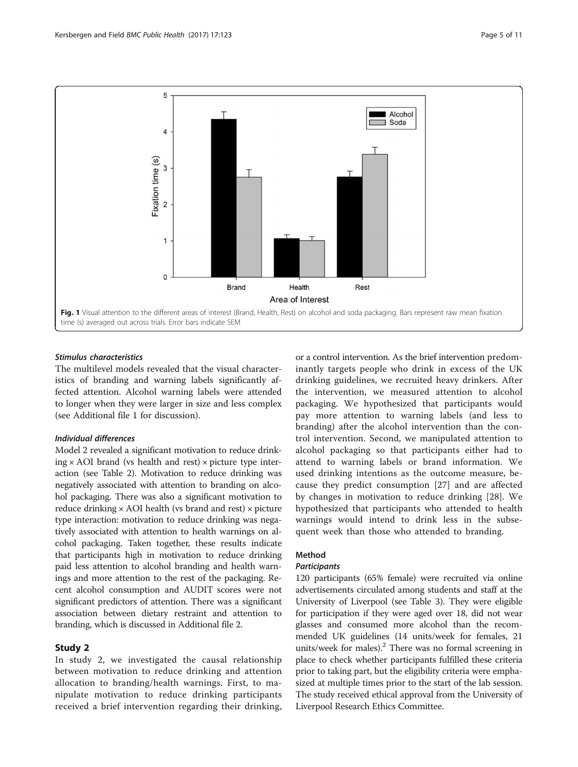Fig. 1 Visual attention to the different areas of interest (Brand, Health, Rest) on alcohol and soda packaging. Bars represent raw mean fixation time (s) averaged out across trials. Error bars indicate SEM

#### *Stimulus characteristics*

The multilevel models revealed that the visual characteristics of branding and warning labels significantly affected attention. Alcohol warning labels were attended to longer when they were larger in size and less complex (see Additional file 1 for discussion).

#### *Individual differences*

Model 2 revealed a significant motivation to reduce drinking × AOI brand (vs health and rest) × picture type interaction (see Table 2). Motivation to reduce drinking was negatively associated with attention to branding on alcohol packaging. There was also a significant motivation to reduce drinking × AOI health (vs brand and rest) × picture type interaction: motivation to reduce drinking was negatively associated with attention to health warnings on alcohol packaging. Taken together, these results indicate that participants high in motivation to reduce drinking paid less attention to alcohol branding and health warnings and more attention to the rest of the packaging. Recent alcohol consumption and AUDIT scores were not significant predictors of attention. There was a significant association between dietary restraint and attention to branding, which is discussed in Additional file 2.

## Study 2

In study 2, we investigated the causal relationship between motivation to reduce drinking and attention allocation to branding/health warnings. First, to manipulate motivation to reduce drinking participants received a brief intervention regarding their drinking, or a control intervention. As the brief intervention predominantly targets people who drink in excess of the UK drinking guidelines, we recruited heavy drinkers. After the intervention, we measured attention to alcohol packaging. We hypothesized that participants would pay more attention to warning labels (and less to branding) after the alcohol intervention than the control intervention. Second, we manipulated attention to alcohol packaging so that participants either had to attend to warning labels or brand information. We used drinking intentions as the outcome measure, because they predict consumption [27] and are affected by changes in motivation to reduce drinking [28]. We hypothesized that participants who attended to health warnings would intend to drink less in the subsequent week than those who attended to branding.

### Method

#### *Participants*

120 participants (65% female) were recruited via online advertisements circulated among students and staff at the University of Liverpool (see Table 3). They were eligible for participation if they were aged over 18, did not wear glasses and consumed more alcohol than the recommended UK guidelines (14 units/week for females, 21 units/week for males).[2] There was no formal screening in place to check whether participants fulfilled these criteria prior to taking part, but the eligibility criteria were emphasized at multiple times prior to the start of the lab session. The study received ethical approval from the University of Liverpool Research Ethics Committee.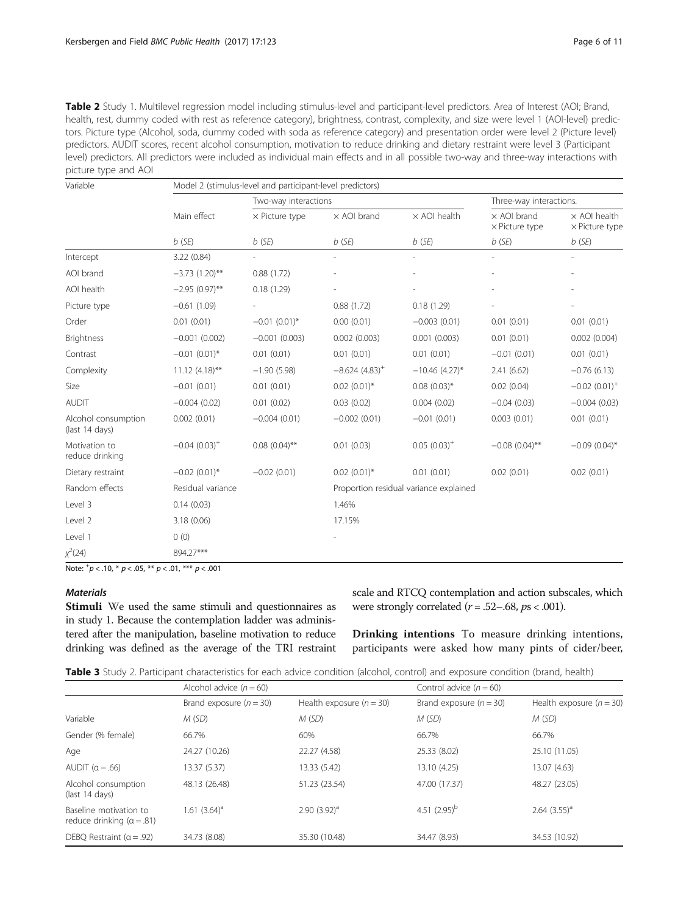**Table 2** Study 1. Multilevel regression model including stimulus-level and participant-level predictors. Area of Interest (AOI; Brand, health, rest, dummy coded with rest as reference category), brightness, contrast, complexity, and size were level 1 (AOI-level) predictors. Picture type (Alcohol, soda, dummy coded with soda as reference category) and presentation order were level 2 (Picture level) predictors. AUDIT scores, recent alcohol consumption, motivation to reduce drinking and dietary restraint were level 3 (Participant level) predictors. All predictors were included as individual main effects and in all possible two-way and three-way interactions with picture type and AOI

| Variable | Model 2 (stimulus-level and participant-level predictors) | | | | | |
|---|---|---|---|---|---|---|
| | | Two-way interactions | | | Three-way interactions. | |
| | Main effect | × Picture type | × AOI brand | × AOI health | × AOI brand × Picture type | × AOI health × Picture type |
| | *b* (*SE*) | *b* (*SE*) | *b* (*SE*) | *b* (*SE*) | *b* (*SE*) | *b* (*SE*) |
| Intercept | 3.22 (0.84) | - | - | - | - | - |
| AOI brand | −3.73 (1.20)** | 0.88 (1.72) | - | - | - | - |
| AOI health | −2.95 (0.97)** | 0.18 (1.29) | - | - | - | - |
| Picture type | −0.61 (1.09) | - | 0.88 (1.72) | 0.18 (1.29) | - | - |
| Order | 0.01 (0.01) | −0.01 (0.01)* | 0.00 (0.01) | −0.003 (0.01) | 0.01 (0.01) | 0.01 (0.01) |
| Brightness | −0.001 (0.002) | −0.001 (0.003) | 0.002 (0.003) | 0.001 (0.003) | 0.01 (0.01) | 0.002 (0.004) |
| Contrast | −0.01 (0.01)* | 0.01 (0.01) | 0.01 (0.01) | 0.01 (0.01) | −0.01 (0.01) | 0.01 (0.01) |
| Complexity | 11.12 (4.18)** | −1.90 (5.98) | −8.624 (4.83)[+] | −10.46 (4.27)* | 2.41 (6.62) | −0.76 (6.13) |
| Size | −0.01 (0.01) | 0.01 (0.01) | 0.02 (0.01)* | 0.08 (0.03)* | 0.02 (0.04) | −0.02 (0.01)[+] |
| AUDIT | −0.004 (0.02) | 0.01 (0.02) | 0.03 (0.02) | 0.004 (0.02) | −0.04 (0.03) | −0.004 (0.03) |
| Alcohol consumption (last 14 days) | 0.002 (0.01) | −0.004 (0.01) | −0.002 (0.01) | −0.01 (0.01) | 0.003 (0.01) | 0.01 (0.01) |
| Motivation to reduce drinking | −0.04 (0.03)[+] | 0.08 (0.04)** | 0.01 (0.03) | 0.05 (0.03)[+] | −0.08 (0.04)** | −0.09 (0.04)* |
| Dietary restraint | −0.02 (0.01)* | −0.02 (0.01) | 0.02 (0.01)* | 0.01 (0.01) | 0.02 (0.01) | 0.02 (0.01) |
| Random effects | Residual variance | | Proportion residual variance explained | | | |
| Level 3 | 0.14 (0.03) | | 1.46% | | | |
| Level 2 | 3.18 (0.06) | | 17.15% | | | |
| Level 1 | 0 (0) | | - | | | |
| $\chi^2(24)$ | 894.27*** | | | | | |

Note: $^{+}p < .10$, * $p < .05$, ** $p < .01$, *** $p < .001$

### *Materials*

**Stimuli** We used the same stimuli and questionnaires as in study 1. Because the contemplation ladder was administered after the manipulation, baseline motivation to reduce drinking was defined as the average of the TRI restraint scale and RTCQ contemplation and action subscales, which were strongly correlated ($r = .52–.68$, $p\text{s} < .001$).

**Drinking intentions** To measure drinking intentions, participants were asked how many pints of cider/beer,

**Table 3** Study 2. Participant characteristics for each advice condition (alcohol, control) and exposure condition (brand, health)

| | Alcohol advice ($n = 60$) | | Control advice ($n = 60$) | |
|---|---|---|---|---|
| | Brand exposure ($n = 30$) | Health exposure ($n = 30$) | Brand exposure ($n = 30$) | Health exposure ($n = 30$) |
| Variable | *M* (*SD*) | *M* (*SD*) | *M* (*SD*) | *M* (*SD*) |
| Gender (% female) | 66.7% | 60% | 66.7% | 66.7% |
| Age | 24.27 (10.26) | 22.27 (4.58) | 25.33 (8.02) | 25.10 (11.05) |
| AUDIT (α = .66) | 13.37 (5.37) | 13.33 (5.42) | 13.10 (4.25) | 13.07 (4.63) |
| Alcohol consumption (last 14 days) | 48.13 (26.48) | 51.23 (23.54) | 47.00 (17.37) | 48.27 (23.05) |
| Baseline motivation to reduce drinking (α = .81) | 1.61 (3.64)[a] | 2.90 (3.92)[a] | 4.51 (2.95)[b] | 2.64 (3.55)[a] |
| DEBQ Restraint (α = .92) | 34.73 (8.08) | 35.30 (10.48) | 34.47 (8.93) | 34.53 (10.92) |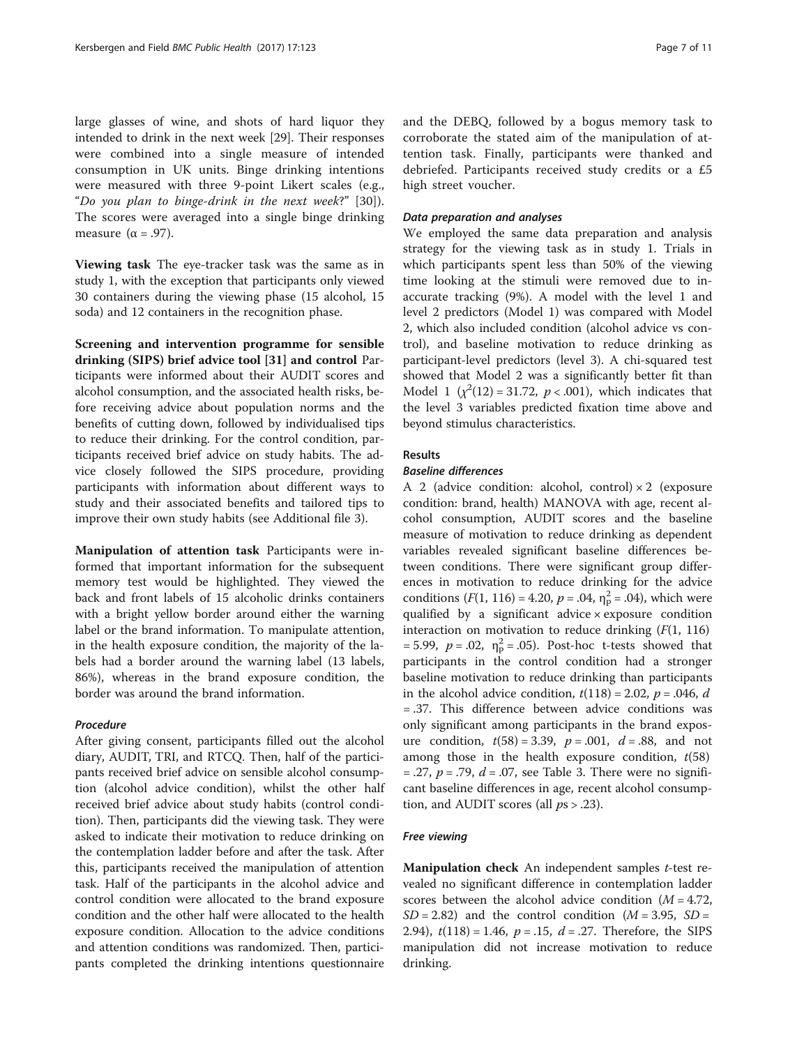large glasses of wine, and shots of hard liquor they intended to drink in the next week [29]. Their responses were combined into a single measure of intended consumption in UK units. Binge drinking intentions were measured with three 9-point Likert scales (e.g., "*Do you plan to binge-drink in the next week*?" [30]). The scores were averaged into a single binge drinking measure ($\alpha = .97$).

**Viewing task** The eye-tracker task was the same as in study 1, with the exception that participants only viewed 30 containers during the viewing phase (15 alcohol, 15 soda) and 12 containers in the recognition phase.

**Screening and intervention programme for sensible drinking (SIPS) brief advice tool [31] and control** Participants were informed about their AUDIT scores and alcohol consumption, and the associated health risks, before receiving advice about population norms and the benefits of cutting down, followed by individualised tips to reduce their drinking. For the control condition, participants received brief advice on study habits. The advice closely followed the SIPS procedure, providing participants with information about different ways to study and their associated benefits and tailored tips to improve their own study habits (see Additional file 3).

**Manipulation of attention task** Participants were informed that important information for the subsequent memory test would be highlighted. They viewed the back and front labels of 15 alcoholic drinks containers with a bright yellow border around either the warning label or the brand information. To manipulate attention, in the health exposure condition, the majority of the labels had a border around the warning label (13 labels, 86%), whereas in the brand exposure condition, the border was around the brand information.

### Procedure

After giving consent, participants filled out the alcohol diary, AUDIT, TRI, and RTCQ. Then, half of the participants received brief advice on sensible alcohol consumption (alcohol advice condition), whilst the other half received brief advice about study habits (control condition). Then, participants did the viewing task. They were asked to indicate their motivation to reduce drinking on the contemplation ladder before and after the task. After this, participants received the manipulation of attention task. Half of the participants in the alcohol advice and control condition were allocated to the brand exposure condition and the other half were allocated to the health exposure condition. Allocation to the advice conditions and attention conditions was randomized. Then, participants completed the drinking intentions questionnaire and the DEBQ, followed by a bogus memory task to corroborate the stated aim of the manipulation of attention task. Finally, participants were thanked and debriefed. Participants received study credits or a £5 high street voucher.

### Data preparation and analyses

We employed the same data preparation and analysis strategy for the viewing task as in study 1. Trials in which participants spent less than 50% of the viewing time looking at the stimuli were removed due to inaccurate tracking (9%). A model with the level 1 and level 2 predictors (Model 1) was compared with Model 2, which also included condition (alcohol advice vs control), and baseline motivation to reduce drinking as participant-level predictors (level 3). A chi-squared test showed that Model 2 was a significantly better fit than Model 1 ($\chi^2(12) = 31.72$, $p < .001$), which indicates that the level 3 variables predicted fixation time above and beyond stimulus characteristics.

## Results

### Baseline differences

A 2 (advice condition: alcohol, control) × 2 (exposure condition: brand, health) MANOVA with age, recent alcohol consumption, AUDIT scores and the baseline measure of motivation to reduce drinking as dependent variables revealed significant baseline differences between conditions. There were significant group differences in motivation to reduce drinking for the advice conditions ($F(1, 116) = 4.20$, $p = .04$, $\eta_p^2 = .04$), which were qualified by a significant advice × exposure condition interaction on motivation to reduce drinking ($F(1, 116) = 5.99$, $p = .02$, $\eta_p^2 = .05$). Post-hoc t-tests showed that participants in the control condition had a stronger baseline motivation to reduce drinking than participants in the alcohol advice condition, $t(118) = 2.02$, $p = .046$, $d = .37$. This difference between advice conditions was only significant among participants in the brand exposure condition, $t(58) = 3.39$, $p = .001$, $d = .88$, and not among those in the health exposure condition, $t(58) = .27$, $p = .79$, $d = .07$, see Table 3. There were no significant baseline differences in age, recent alcohol consumption, and AUDIT scores (all $ps > .23$).

### Free viewing

**Manipulation check** An independent samples *t*-test revealed no significant difference in contemplation ladder scores between the alcohol advice condition ($M = 4.72$, $SD = 2.82$) and the control condition ($M = 3.95$, $SD = 2.94$), $t(118) = 1.46$, $p = .15$, $d = .27$. Therefore, the SIPS manipulation did not increase motivation to reduce drinking.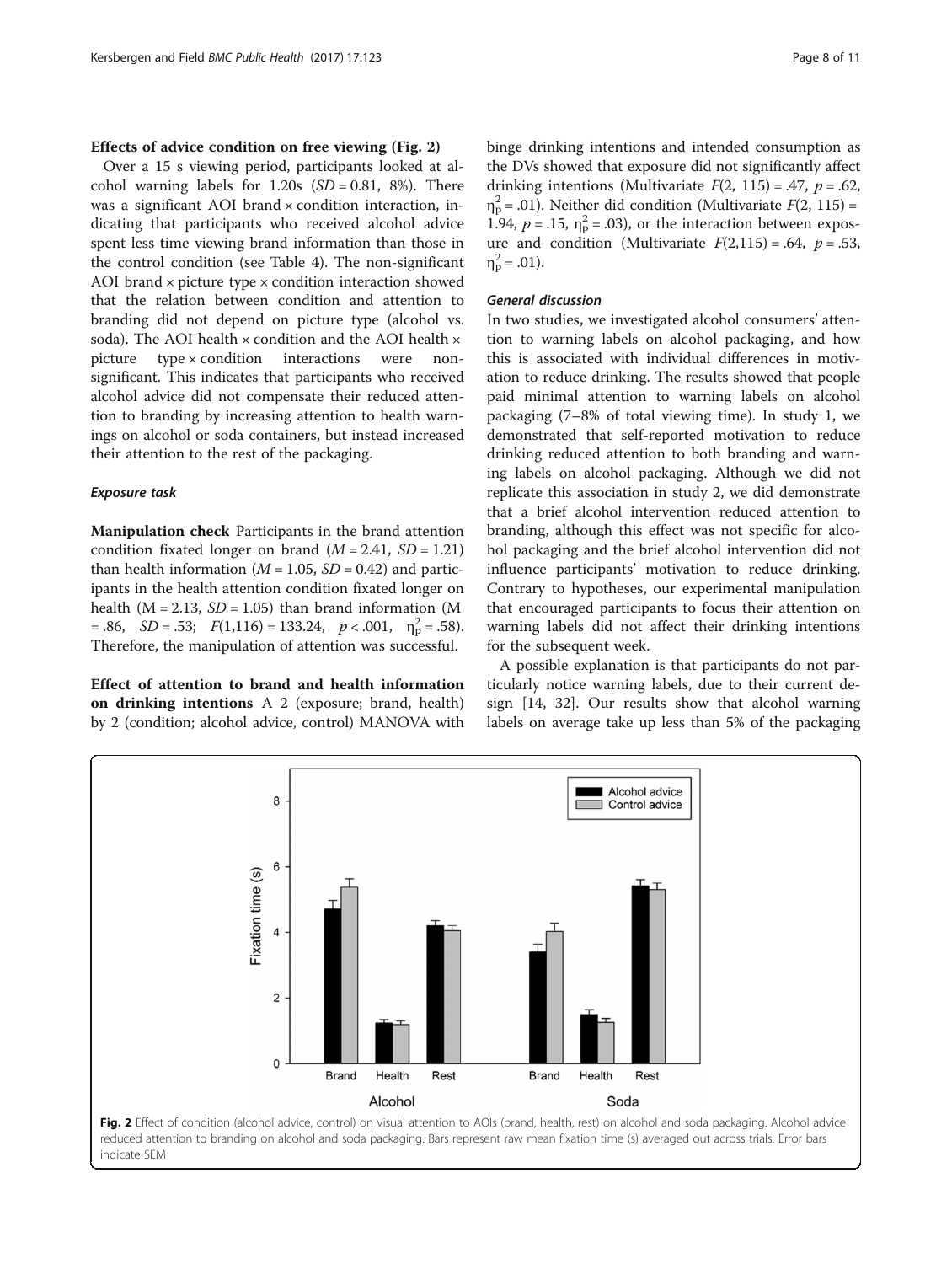### Effects of advice condition on free viewing (Fig. 2)

Over a 15 s viewing period, participants looked at alcohol warning labels for 1.20s ($SD = 0.81$, 8%). There was a significant AOI brand × condition interaction, indicating that participants who received alcohol advice spent less time viewing brand information than those in the control condition (see Table 4). The non-significant AOI brand × picture type × condition interaction showed that the relation between condition and attention to branding did not depend on picture type (alcohol vs. soda). The AOI health × condition and the AOI health × picture type × condition interactions were non-significant. This indicates that participants who received alcohol advice did not compensate their reduced attention to branding by increasing attention to health warnings on alcohol or soda containers, but instead increased their attention to the rest of the packaging.

#### *Exposure task*

**Manipulation check** Participants in the brand attention condition fixated longer on brand ($M = 2.41$, $SD = 1.21$) than health information ($M = 1.05$, $SD = 0.42$) and participants in the health attention condition fixated longer on health ($M = 2.13$, $SD = 1.05$) than brand information ($M = .86$, $SD = .53$; $F(1,116) = 133.24$, $p < .001$, $\eta^2_p = .58$). Therefore, the manipulation of attention was successful.

**Effect of attention to brand and health information on drinking intentions** A 2 (exposure; brand, health) by 2 (condition; alcohol advice, control) MANOVA with binge drinking intentions and intended consumption as the DVs showed that exposure did not significantly affect drinking intentions (Multivariate $F(2, 115) = .47$, $p = .62$, $\eta^2_p = .01$). Neither did condition (Multivariate $F(2, 115) = 1.94$, $p = .15$, $\eta^2_p = .03$), or the interaction between exposure and condition (Multivariate $F(2,115) = .64$, $p = .53$, $\eta^2_p = .01$).

#### *General discussion*

In two studies, we investigated alcohol consumers' attention to warning labels on alcohol packaging, and how this is associated with individual differences in motivation to reduce drinking. The results showed that people paid minimal attention to warning labels on alcohol packaging (7–8% of total viewing time). In study 1, we demonstrated that self-reported motivation to reduce drinking reduced attention to both branding and warning labels on alcohol packaging. Although we did not replicate this association in study 2, we did demonstrate that a brief alcohol intervention reduced attention to branding, although this effect was not specific for alcohol packaging and the brief alcohol intervention did not influence participants' motivation to reduce drinking. Contrary to hypotheses, our experimental manipulation that encouraged participants to focus their attention on warning labels did not affect their drinking intentions for the subsequent week.

A possible explanation is that participants do not particularly notice warning labels, due to their current design [14, 32]. Our results show that alcohol warning labels on average take up less than 5% of the packaging

**Fig. 2** Effect of condition (alcohol advice, control) on visual attention to AOIs (brand, health, rest) on alcohol and soda packaging. Alcohol advice reduced attention to branding on alcohol and soda packaging. Bars represent raw mean fixation time (s) averaged out across trials. Error bars indicate SEM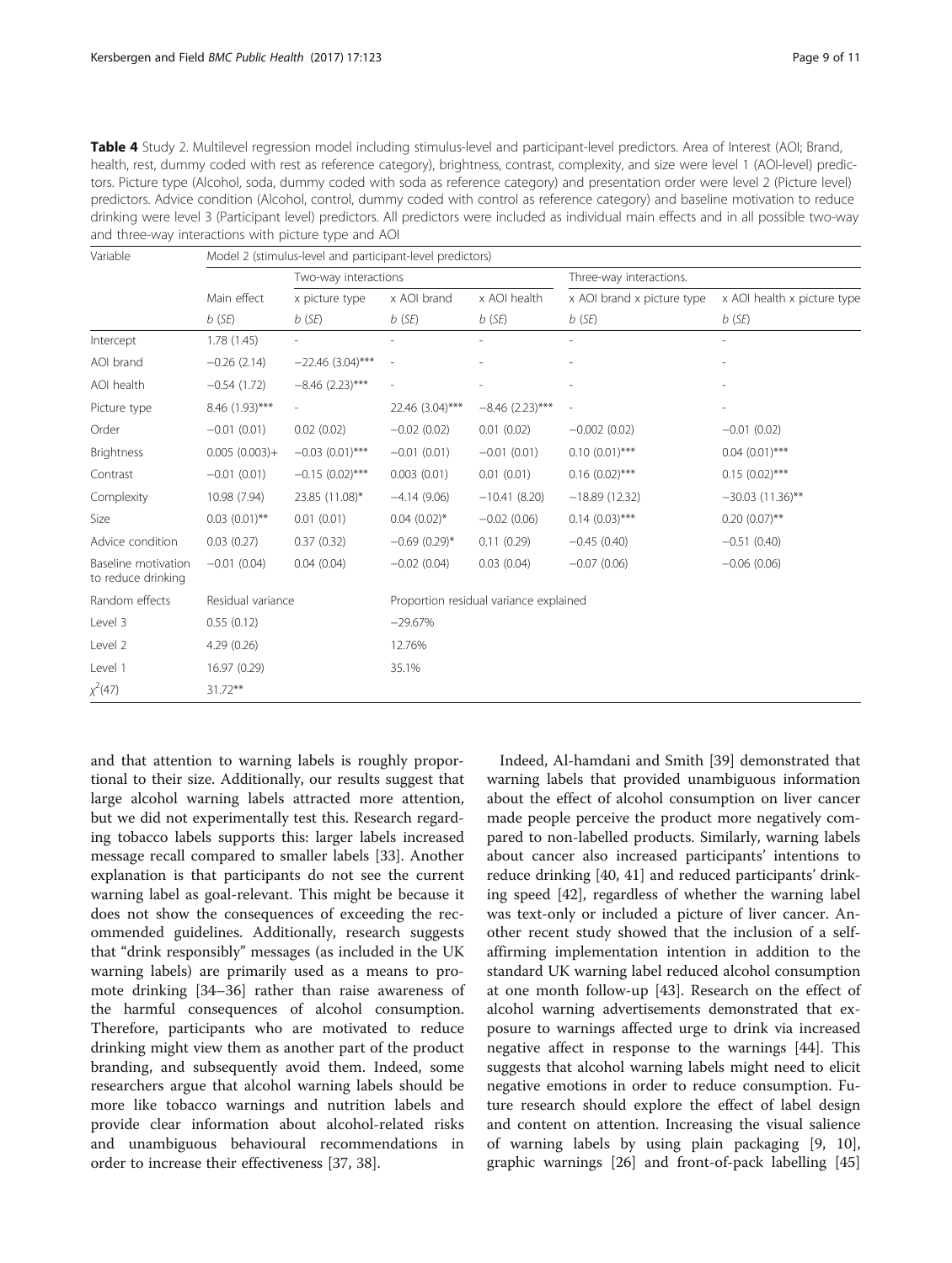**Table 4** Study 2. Multilevel regression model including stimulus-level and participant-level predictors. Area of Interest (AOI; Brand, health, rest, dummy coded with rest as reference category), brightness, contrast, complexity, and size were level 1 (AOI-level) predictors. Picture type (Alcohol, soda, dummy coded with soda as reference category) and presentation order were level 2 (Picture level) predictors. Advice condition (Alcohol, control, dummy coded with control as reference category) and baseline motivation to reduce drinking were level 3 (Participant level) predictors. All predictors were included as individual main effects and in all possible two-way and three-way interactions with picture type and AOI

| Variable | Model 2 (stimulus-level and participant-level predictors) | | | | | |
|---|---|---|---|---|---|---|
| | | Two-way interactions | | | Three-way interactions. | |
| | Main effect | x picture type | x AOI brand | x AOI health | x AOI brand x picture type | x AOI health x picture type |
| | b (SE) | b (SE) | b (SE) | b (SE) | b (SE) | b (SE) |
| Intercept | 1.78 (1.45) | - | - | - | - | - |
| AOI brand | −0.26 (2.14) | −22.46 (3.04)*** | - | - | - | - |
| AOI health | −0.54 (1.72) | −8.46 (2.23)*** | - | - | - | - |
| Picture type | 8.46 (1.93)*** | - | 22.46 (3.04)*** | −8.46 (2.23)*** | - | - |
| Order | −0.01 (0.01) | 0.02 (0.02) | −0.02 (0.02) | 0.01 (0.02) | −0.002 (0.02) | −0.01 (0.02) |
| Brightness | 0.005 (0.003)+ | −0.03 (0.01)*** | −0.01 (0.01) | −0.01 (0.01) | 0.10 (0.01)*** | 0.04 (0.01)*** |
| Contrast | −0.01 (0.01) | −0.15 (0.02)*** | 0.003 (0.01) | 0.01 (0.01) | 0.16 (0.02)*** | 0.15 (0.02)*** |
| Complexity | 10.98 (7.94) | 23.85 (11.08)* | −4.14 (9.06) | −10.41 (8.20) | −18.89 (12.32) | −30.03 (11.36)** |
| Size | 0.03 (0.01)** | 0.01 (0.01) | 0.04 (0.02)* | −0.02 (0.06) | 0.14 (0.03)*** | 0.20 (0.07)** |
| Advice condition | 0.03 (0.27) | 0.37 (0.32) | −0.69 (0.29)* | 0.11 (0.29) | −0.45 (0.40) | −0.51 (0.40) |
| Baseline motivation to reduce drinking | −0.01 (0.04) | 0.04 (0.04) | −0.02 (0.04) | 0.03 (0.04) | −0.07 (0.06) | −0.06 (0.06) |
| Random effects | Residual variance | | Proportion residual variance explained | | | |
| Level 3 | 0.55 (0.12) | | −29.67% | | | |
| Level 2 | 4.29 (0.26) | | 12.76% | | | |
| Level 1 | 16.97 (0.29) | | 35.1% | | | |
| $\chi^2(47)$ | 31.72** | | | | | |

and that attention to warning labels is roughly proportional to their size. Additionally, our results suggest that large alcohol warning labels attracted more attention, but we did not experimentally test this. Research regarding tobacco labels supports this: larger labels increased message recall compared to smaller labels [33]. Another explanation is that participants do not see the current warning label as goal-relevant. This might be because it does not show the consequences of exceeding the recommended guidelines. Additionally, research suggests that "drink responsibly" messages (as included in the UK warning labels) are primarily used as a means to promote drinking [34–36] rather than raise awareness of the harmful consequences of alcohol consumption. Therefore, participants who are motivated to reduce drinking might view them as another part of the product branding, and subsequently avoid them. Indeed, some researchers argue that alcohol warning labels should be more like tobacco warnings and nutrition labels and provide clear information about alcohol-related risks and unambiguous behavioural recommendations in order to increase their effectiveness [37, 38].

Indeed, Al-hamdani and Smith [39] demonstrated that warning labels that provided unambiguous information about the effect of alcohol consumption on liver cancer made people perceive the product more negatively compared to non-labelled products. Similarly, warning labels about cancer also increased participants' intentions to reduce drinking [40, 41] and reduced participants' drinking speed [42], regardless of whether the warning label was text-only or included a picture of liver cancer. Another recent study showed that the inclusion of a self-affirming implementation intention in addition to the standard UK warning label reduced alcohol consumption at one month follow-up [43]. Research on the effect of alcohol warning advertisements demonstrated that exposure to warnings affected urge to drink via increased negative affect in response to the warnings [44]. This suggests that alcohol warning labels might need to elicit negative emotions in order to reduce consumption. Future research should explore the effect of label design and content on attention. Increasing the visual salience of warning labels by using plain packaging [9, 10], graphic warnings [26] and front-of-pack labelling [45]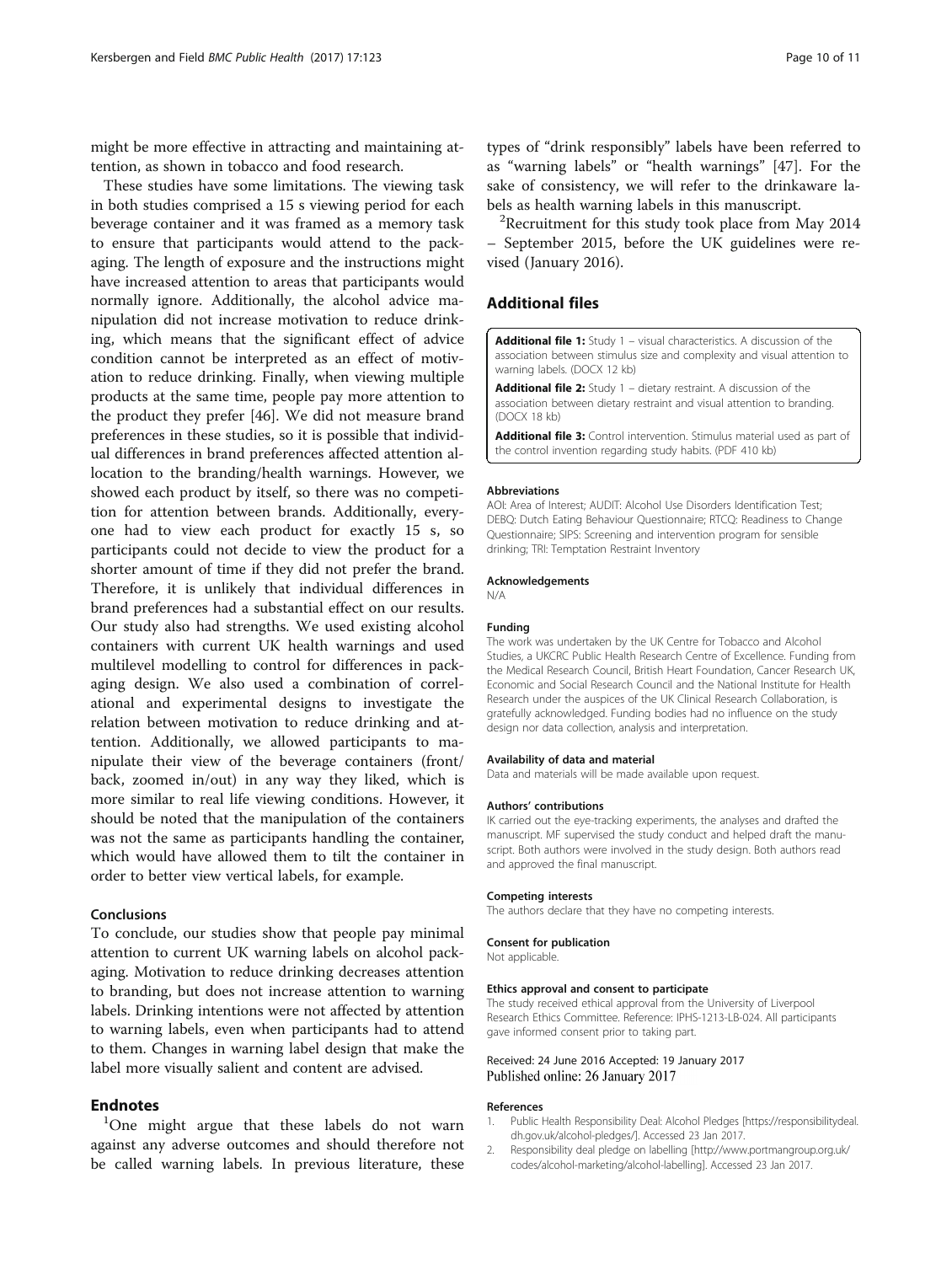might be more effective in attracting and maintaining attention, as shown in tobacco and food research.

These studies have some limitations. The viewing task in both studies comprised a 15 s viewing period for each beverage container and it was framed as a memory task to ensure that participants would attend to the packaging. The length of exposure and the instructions might have increased attention to areas that participants would normally ignore. Additionally, the alcohol advice manipulation did not increase motivation to reduce drinking, which means that the significant effect of advice condition cannot be interpreted as an effect of motivation to reduce drinking. Finally, when viewing multiple products at the same time, people pay more attention to the product they prefer [46]. We did not measure brand preferences in these studies, so it is possible that individual differences in brand preferences affected attention allocation to the branding/health warnings. However, we showed each product by itself, so there was no competition for attention between brands. Additionally, everyone had to view each product for exactly 15 s, so participants could not decide to view the product for a shorter amount of time if they did not prefer the brand. Therefore, it is unlikely that individual differences in brand preferences had a substantial effect on our results. Our study also had strengths. We used existing alcohol containers with current UK health warnings and used multilevel modelling to control for differences in packaging design. We also used a combination of correlational and experimental designs to investigate the relation between motivation to reduce drinking and attention. Additionally, we allowed participants to manipulate their view of the beverage containers (front/back, zoomed in/out) in any way they liked, which is more similar to real life viewing conditions. However, it should be noted that the manipulation of the containers was not the same as participants handling the container, which would have allowed them to tilt the container in order to better view vertical labels, for example.

### Conclusions

To conclude, our studies show that people pay minimal attention to current UK warning labels on alcohol packaging. Motivation to reduce drinking decreases attention to branding, but does not increase attention to warning labels. Drinking intentions were not affected by attention to warning labels, even when participants had to attend to them. Changes in warning label design that make the label more visually salient and content are advised.

## Endnotes

[1]One might argue that these labels do not warn against any adverse outcomes and should therefore not be called warning labels. In previous literature, these types of "drink responsibly" labels have been referred to as "warning labels" or "health warnings" [47]. For the sake of consistency, we will refer to the drinkaware labels as health warning labels in this manuscript.

[2]Recruitment for this study took place from May 2014 – September 2015, before the UK guidelines were revised (January 2016).

## Additional files

**Additional file 1:** Study 1 – visual characteristics. A discussion of the association between stimulus size and complexity and visual attention to warning labels. (DOCX 12 kb)

**Additional file 2:** Study 1 – dietary restraint. A discussion of the association between dietary restraint and visual attention to branding. (DOCX 18 kb)

**Additional file 3:** Control intervention. Stimulus material used as part of the control invention regarding study habits. (PDF 410 kb)

#### Abbreviations

AOI: Area of Interest; AUDIT: Alcohol Use Disorders Identification Test; DEBQ: Dutch Eating Behaviour Questionnaire; RTCQ: Readiness to Change Questionnaire; SIPS: Screening and intervention program for sensible drinking; TRI: Temptation Restraint Inventory

#### Acknowledgements

N/A

#### Funding

The work was undertaken by the UK Centre for Tobacco and Alcohol Studies, a UKCRC Public Health Research Centre of Excellence. Funding from the Medical Research Council, British Heart Foundation, Cancer Research UK, Economic and Social Research Council and the National Institute for Health Research under the auspices of the UK Clinical Research Collaboration, is gratefully acknowledged. Funding bodies had no influence on the study design nor data collection, analysis and interpretation.

#### Availability of data and material

Data and materials will be made available upon request.

#### Authors' contributions

IK carried out the eye-tracking experiments, the analyses and drafted the manuscript. MF supervised the study conduct and helped draft the manuscript. Both authors were involved in the study design. Both authors read and approved the final manuscript.

#### Competing interests

The authors declare that they have no competing interests.

#### Consent for publication

Not applicable.

#### Ethics approval and consent to participate

The study received ethical approval from the University of Liverpool Research Ethics Committee. Reference: IPHS-1213-LB-024. All participants gave informed consent prior to taking part.

Received: 24 June 2016 Accepted: 19 January 2017
Published online: 26 January 2017

#### References

1. Public Health Responsibility Deal: Alcohol Pledges [https://responsibilitydeal.dh.gov.uk/alcohol-pledges/]. Accessed 23 Jan 2017.
2. Responsibility deal pledge on labelling [http://www.portmangroup.org.uk/codes/alcohol-marketing/alcohol-labelling]. Accessed 23 Jan 2017.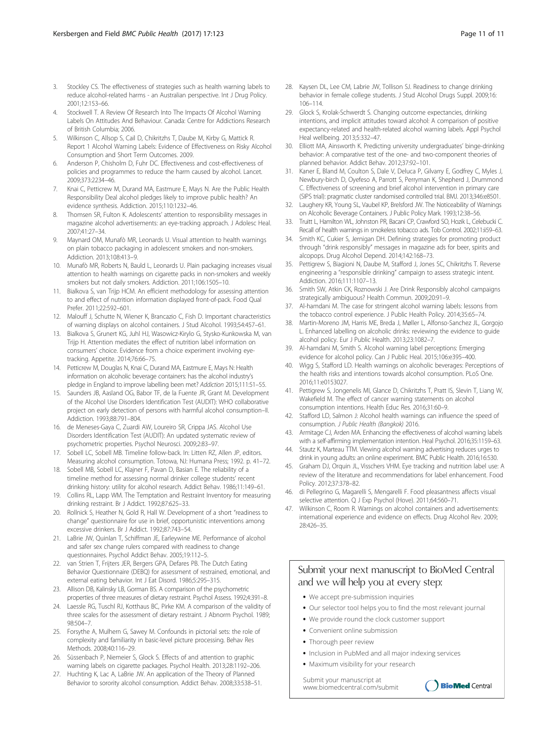3. Stockley CS. The effectiveness of strategies such as health warning labels to reduce alcohol-related harms - an Australian perspective. Int J Drug Policy. 2001;12:153–66.
4. Stockwell T. A Review Of Research Into The Impacts Of Alcohol Warning Labels On Attitudes And Behaviour. Canada: Centre for Addictions Research of British Columbia; 2006.
5. Wilkinson C, Allsop S, Cail D, Chikritzhs T, Daube M, Kirby G, Mattick R. Report 1 Alcohol Warning Labels: Evidence of Effectiveness on Risky Alcohol Consumption and Short Term Outcomes. 2009.
6. Anderson P, Chisholm D, Fuhr DC. Effectiveness and cost-effectiveness of policies and programmes to reduce the harm caused by alcohol. Lancet. 2009;373:2234–46.
7. Knai C, Petticrew M, Durand MA, Eastmure E, Mays N. Are the Public Health Responsibility Deal alcohol pledges likely to improve public health? An evidence synthesis. Addiction. 2015;110:1232–46.
8. Thomsen SR, Fulton K. Adolescents' attention to responsibility messages in magazine alcohol advertisements: an eye-tracking approach. J Adolesc Heal. 2007;41:27–34.
9. Maynard OM, Munafò MR, Leonards U. Visual attention to health warnings on plain tobacco packaging in adolescent smokers and non-smokers. Addiction. 2013;108:413–9.
10. Munafò MR, Roberts N, Bauld L, Leonards U. Plain packaging increases visual attention to health warnings on cigarette packs in non-smokers and weekly smokers but not daily smokers. Addiction. 2011;106:1505–10.
11. Bialkova S, van Trijp HCM. An efficient methodology for assessing attention to and effect of nutrition information displayed front-of-pack. Food Qual Prefer. 2011;22:592–601.
12. Malouff J, Schutte N, Wiener K, Brancazio C, Fish D. Important characteristics of warning displays on alcohol containers. J Stud Alcohol. 1993;54:457–61.
13. Bialkova S, Grunert KG, Juhl HJ, Wasowicz-Kirylo G, Stysko-Kunkowska M, van Trijp H. Attention mediates the effect of nutrition label information on consumers' choice. Evidence from a choice experiment involving eye-tracking. Appetite. 2014;76:66–75.
14. Petticrew M, Douglas N, Knai C, Durand MA, Eastmure E, Mays N: Health information on alcoholic beverage containers: has the alcohol industry's pledge in England to improve labelling been met? *Addiction* 2015;111:51–55.
15. Saunders JB, Aasland OG, Babor TF, de la Fuente JR, Grant M. Development of the Alcohol Use Disorders Identification Test (AUDIT): WHO collaborative project on early detection of persons with harmful alcohol consumption–II. Addiction. 1993;88:791–804.
16. de Meneses-Gaya C, Zuardi AW, Loureiro SR, Crippa JAS. Alcohol Use Disorders Identification Test (AUDIT): An updated systematic review of psychometric properties. Psychol Neurosci. 2009;2:83–97.
17. Sobell LC, Sobell MB. Timeline follow-back. In: Litten RZ, Allen JP, editors. Measuring alcohol consumption. Totowa, NJ: Humana Press; 1992. p. 41–72.
18. Sobell MB, Sobell LC, Klajner F, Pavan D, Basian E. The reliability of a timeline method for assessing normal drinker college students' recent drinking history: utility for alcohol research. Addict Behav. 1986;11:149–61.
19. Collins RL, Lapp WM. The Temptation and Restraint Inventory for measuring drinking restraint. Br J Addict. 1992;87:625–33.
20. Rollnick S, Heather N, Gold R, Hall W. Development of a short "readiness to change" questionnaire for use in brief, opportunistic interventions among excessive drinkers. Br J Addict. 1992;87:743–54.
21. LaBrie JW, Quinlan T, Schiffman JE, Earleywine ME. Performance of alcohol and safer sex change rulers compared with readiness to change questionnaires. Psychol Addict Behav. 2005;19:112–5.
22. van Strien T, Frijters JER, Bergers GPA, Defares PB. The Dutch Eating Behavior Questionnaire (DEBQ) for assessment of restrained, emotional, and external eating behavior. Int J Eat Disord. 1986;5:295–315.
23. Allison DB, Kalinsky LB, Gorman BS. A comparison of the psychometric properties of three measures of dietary restraint. Psychol Assess. 1992;4:391–8.
24. Laessle RG, Tuschl RJ, Kotthaus BC, Pirke KM. A comparison of the validity of three scales for the assessment of dietary restraint. J Abnorm Psychol. 1989;98:504–7.
25. Forsythe A, Mulhern G, Sawey M. Confounds in pictorial sets: the role of complexity and familiarity in basic-level picture processing. Behav Res Methods. 2008;40:116–29.
26. Süssenbach P, Niemeier S, Glock S. Effects of and attention to graphic warning labels on cigarette packages. Psychol Health. 2013;28:1192–206.
27. Huchting K, Lac A, LaBrie JW. An application of the Theory of Planned Behavior to sorority alcohol consumption. Addict Behav. 2008;33:538–51.
28. Kaysen DL, Lee CM, Labrie JW, Tollison SJ. Readiness to change drinking behavior in female college students. J Stud Alcohol Drugs Suppl. 2009;16:106–114.
29. Glock S, Krolak-Schwerdt S. Changing outcome expectancies, drinking intentions, and implicit attitudes toward alcohol: A comparison of positive expectancy-related and health-related alcohol warning labels. Appl Psychol Heal wellbeing. 2013;5:332–47.
30. Elliott MA, Ainsworth K. Predicting university undergraduates' binge-drinking behavior: A comparative test of the one- and two-component theories of planned behavior. Addict Behav. 2012;37:92–101.
31. Kaner E, Bland M, Coulton S, Dale V, Deluca P, Gilvarry E, Godfrey C, Myles J, Newbury-birch D, Oyefeso A, Parrott S, Perryman K, Shepherd J, Drummond C. Effectiveness of screening and brief alcohol intervention in primary care (SIPS trial): pragmatic cluster randomised controlled trial. BMJ. 2013;346:e8501.
32. Laughery KR, Young SL, Vaubel KP, Brelsford JW. The Noticeability of Warnings on Alcoholic Beverage Containers. J Public Policy Mark. 1993;12:38–56.
33. Truitt L, Hamilton WL, Johnston PR, Bacani CP, Crawford SO, Hozik L, Celebucki C. Recall of health warnings in smokeless tobacco ads. Tob Control. 2002;11:ii59–63.
34. Smith KC, Cukier S, Jernigan DH. Defining strategies for promoting product through "drink responsibly" messages in magazine ads for beer, spirits and alcopops. Drug Alcohol Depend. 2014;142:168–73.
35. Pettigrew S, Biagioni N, Daube M, Stafford J, Jones SC, Chikritzhs T. Reverse engineering a "responsible drinking" campaign to assess strategic intent. Addiction. 2016;111:1107–13.
36. Smith SW, Atkin CK, Roznowski J. Are Drink Responsibly alcohol campaigns strategically ambiguous? Health Commun. 2009;20:91–9.
37. Al-hamdani M. The case for stringent alcohol warning labels: lessons from the tobacco control experience. J Public Health Policy. 2014;35:65–74.
38. Martin-Moreno JM, Harris ME, Breda J, Møller L, Alfonso-Sanchez JL, Gorgojo L. Enhanced labelling on alcoholic drinks: reviewing the evidence to guide alcohol policy. Eur J Public Health. 2013;23:1082–7.
39. Al-hamdani M, Smith S. Alcohol warning label perceptions: Emerging evidence for alcohol policy. Can J Public Heal. 2015;106:e395–400.
40. Wigg S, Stafford LD. Health warnings on alcoholic beverages: Perceptions of the health risks and intentions towards alcohol consumption. PLoS One. 2016;11:e0153027.
41. Pettigrew S, Jongenelis MI, Glance D, Chikritzhs T, Pratt IS, Slevin T, Liang W, Wakefield M. The effect of cancer warning statements on alcohol consumption intentions. Health Educ Res. 2016;31:60–9.
42. Stafford LD, Salmon J: Alcohol health warnings can influence the speed of consumption. *J Public Health (Bangkok)* 2016.
43. Armitage CJ, Arden MA. Enhancing the effectiveness of alcohol warning labels with a self-affirming implementation intention. Heal Psychol. 2016;35:1159–63.
44. Stautz K, Marteau TTM. Viewing alcohol warning advertising reduces urges to drink in young adults: an online experiment. BMC Public Health. 2016;16:530.
45. Graham DJ, Orquin JL, Visschers VHM. Eye tracking and nutrition label use: A review of the literature and recommendations for label enhancement. Food Policy. 2012;37:378–82.
46. di Pellegrino G, Magarelli S, Mengarelli F. Food pleasantness affects visual selective attention. Q J Exp Psychol (Hove). 2011;64:560–71.
47. Wilkinson C, Room R. Warnings on alcohol containers and advertisements: international experience and evidence on effects. Drug Alcohol Rev. 2009;28:426–35.

Submit your next manuscript to BioMed Central and we will help you at every step:

- We accept pre-submission inquiries
- Our selector tool helps you to find the most relevant journal
- We provide round the clock customer support
- Convenient online submission
- Thorough peer review
- Inclusion in PubMed and all major indexing services
- Maximum visibility for your research

Submit your manuscript at www.biomedcentral.com/submit